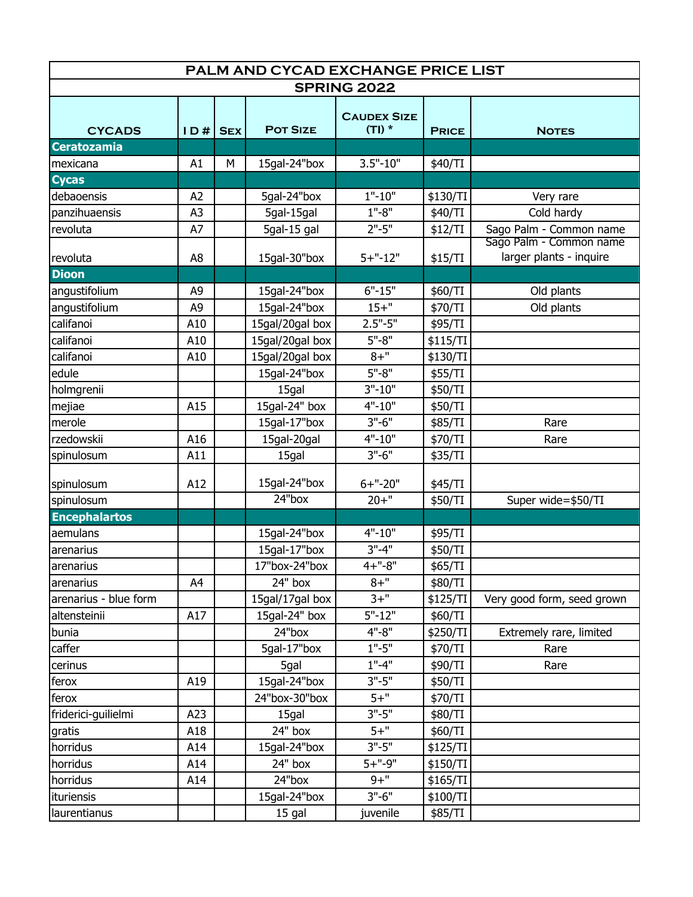| PALM AND CYCAD EXCHANGE PRICE LIST | | | | | | |
|---|---|---|---|---|---|---|
| SPRING 2022 | | | | | | |
| CYCADS | I D # | SEX | POT SIZE | CAUDEX SIZE (TI) * | PRICE | NOTES |
| **Ceratozamia** | | | | | | |
| mexicana | A1 | M | 15gal-24"box | 3.5"-10" | $40/TI | |
| **Cycas** | | | | | | |
| debaoensis | A2 | | 5gal-24"box | 1"-10" | $130/TI | Very rare |
| panzihuaensis | A3 | | 5gal-15gal | 1"-8" | $40/TI | Cold hardy |
| revoluta | A7 | | 5gal-15 gal | 2"-5" | $12/TI | Sago Palm - Common name |
| revoluta | A8 | | 15gal-30"box | 5+"-12" | $15/TI | Sago Palm - Common name larger plants - inquire |
| **Dioon** | | | | | | |
| angustifolium | A9 | | 15gal-24"box | 6"-15" | $60/TI | Old plants |
| angustifolium | A9 | | 15gal-24"box | 15+" | $70/TI | Old plants |
| califanoi | A10 | | 15gal/20gal box | 2.5"-5" | $95/TI | |
| califanoi | A10 | | 15gal/20gal box | 5"-8" | $115/TI | |
| califanoi | A10 | | 15gal/20gal box | 8+" | $130/TI | |
| edule | | | 15gal-24"box | 5"-8" | $55/TI | |
| holmgrenii | | | 15gal | 3"-10" | $50/TI | |
| mejiae | A15 | | 15gal-24" box | 4"-10" | $50/TI | |
| merole | | | 15gal-17"box | 3"-6" | $85/TI | Rare |
| rzedowskii | A16 | | 15gal-20gal | 4"-10" | $70/TI | Rare |
| spinulosum | A11 | | 15gal | 3"-6" | $35/TI | |
| spinulosum | A12 | | 15gal-24"box | 6+"-20" | $45/TI | |
| spinulosum | | | 24"box | 20+" | $50/TI | Super wide=$50/TI |
| **Encephalartos** | | | | | | |
| aemulans | | | 15gal-24"box | 4"-10" | $95/TI | |
| arenarius | | | 15gal-17"box | 3"-4" | $50/TI | |
| arenarius | | | 17"box-24"box | 4+"-8" | $65/TI | |
| arenarius | A4 | | 24" box | 8+" | $80/TI | |
| arenarius - blue form | | | 15gal/17gal box | 3+" | $125/TI | Very good form, seed grown |
| altensteinii | A17 | | 15gal-24" box | 5"-12" | $60/TI | |
| bunia | | | 24"box | 4"-8" | $250/TI | Extremely rare, limited |
| caffer | | | 5gal-17"box | 1"-5" | $70/TI | Rare |
| cerinus | | | 5gal | 1"-4" | $90/TI | Rare |
| ferox | A19 | | 15gal-24"box | 3"-5" | $50/TI | |
| ferox | | | 24"box-30"box | 5+" | $70/TI | |
| friderici-guilielmi | A23 | | 15gal | 3"-5" | $80/TI | |
| gratis | A18 | | 24" box | 5+" | $60/TI | |
| horridus | A14 | | 15gal-24"box | 3"-5" | $125/TI | |
| horridus | A14 | | 24" box | 5+"-9" | $150/TI | |
| horridus | A14 | | 24"box | 9+" | $165/TI | |
| ituriensis | | | 15gal-24"box | 3"-6" | $100/TI | |
| laurentianus | | | 15 gal | juvenile | $85/TI | |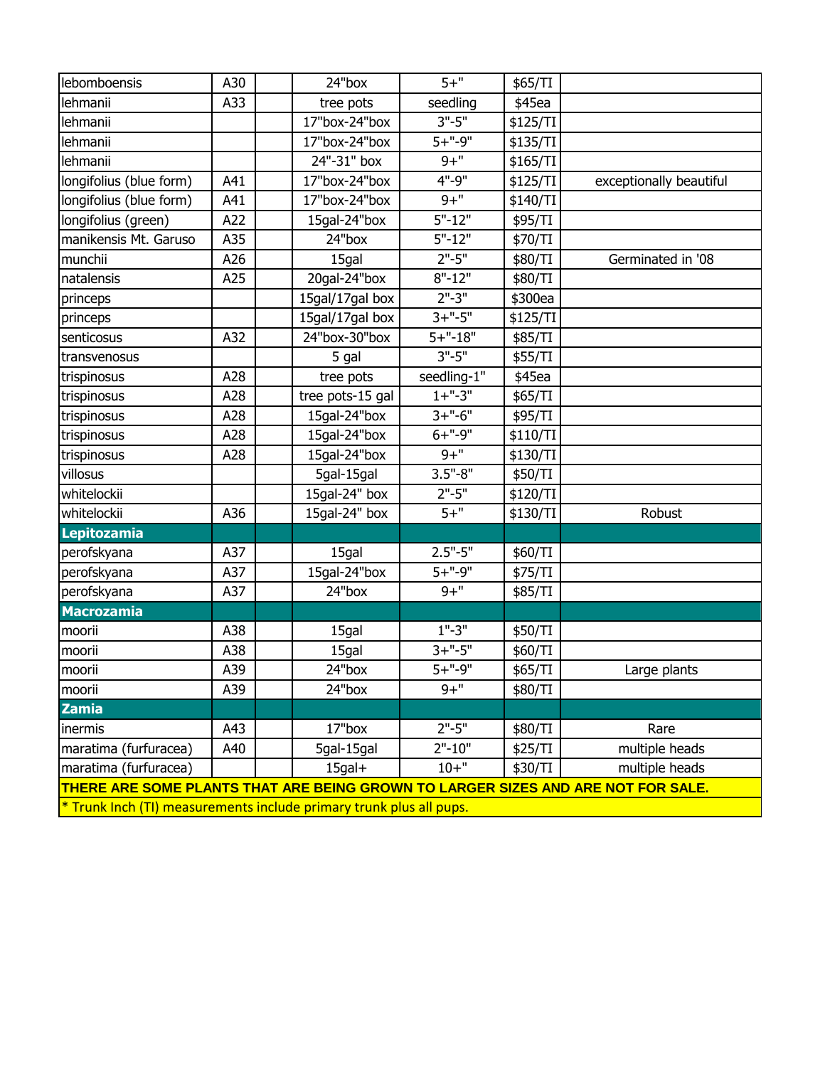| | | | | | | |
|---|---|---|---|---|---|---|
| lebomboensis | A30 | | 24"box | 5+" | $65/TI | |
| lehmanii | A33 | | tree pots | seedling | $45ea | |
| lehmanii | | | 17"box-24"box | 3"-5" | $125/TI | |
| lehmanii | | | 17"box-24"box | 5+"-9" | $135/TI | |
| lehmanii | | | 24"-31" box | 9+" | $165/TI | |
| longifolius (blue form) | A41 | | 17"box-24"box | 4"-9" | $125/TI | exceptionally beautiful |
| longifolius (blue form) | A41 | | 17"box-24"box | 9+" | $140/TI | |
| longifolius (green) | A22 | | 15gal-24"box | 5"-12" | $95/TI | |
| manikensis Mt. Garuso | A35 | | 24"box | 5"-12" | $70/TI | |
| munchii | A26 | | 15gal | 2"-5" | $80/TI | Germinated in '08 |
| natalensis | A25 | | 20gal-24"box | 8"-12" | $80/TI | |
| princeps | | | 15gal/17gal box | 2"-3" | $300ea | |
| princeps | | | 15gal/17gal box | 3+"-5" | $125/TI | |
| senticosus | A32 | | 24"box-30"box | 5+"-18" | $85/TI | |
| transvenosus | | | 5 gal | 3"-5" | $55/TI | |
| trispinosus | A28 | | tree pots | seedling-1" | $45ea | |
| trispinosus | A28 | | tree pots-15 gal | 1+"-3" | $65/TI | |
| trispinosus | A28 | | 15gal-24"box | 3+"-6" | $95/TI | |
| trispinosus | A28 | | 15gal-24"box | 6+"-9" | $110/TI | |
| trispinosus | A28 | | 15gal-24"box | 9+" | $130/TI | |
| villosus | | | 5gal-15gal | 3.5"-8" | $50/TI | |
| whitelockii | | | 15gal-24" box | 2"-5" | $120/TI | |
| whitelockii | A36 | | 15gal-24" box | 5+" | $130/TI | Robust |
| **Lepitozamia** | | | | | | |
| perofskyana | A37 | | 15gal | 2.5"-5" | $60/TI | |
| perofskyana | A37 | | 15gal-24"box | 5+"-9" | $75/TI | |
| perofskyana | A37 | | 24"box | 9+" | $85/TI | |
| **Macrozamia** | | | | | | |
| moorii | A38 | | 15gal | 1"-3" | $50/TI | |
| moorii | A38 | | 15gal | 3+"-5" | $60/TI | |
| moorii | A39 | | 24"box | 5+"-9" | $65/TI | Large plants |
| moorii | A39 | | 24"box | 9+" | $80/TI | |
| **Zamia** | | | | | | |
| inermis | A43 | | 17"box | 2"-5" | $80/TI | Rare |
| maratima (furfuracea) | A40 | | 5gal-15gal | 2"-10" | $25/TI | multiple heads |
| maratima (furfuracea) | | | 15gal+ | 10+" | $30/TI | multiple heads |

**THERE ARE SOME PLANTS THAT ARE BEING GROWN TO LARGER SIZES AND ARE NOT FOR SALE.**

* Trunk Inch (TI) measurements include primary trunk plus all pups.